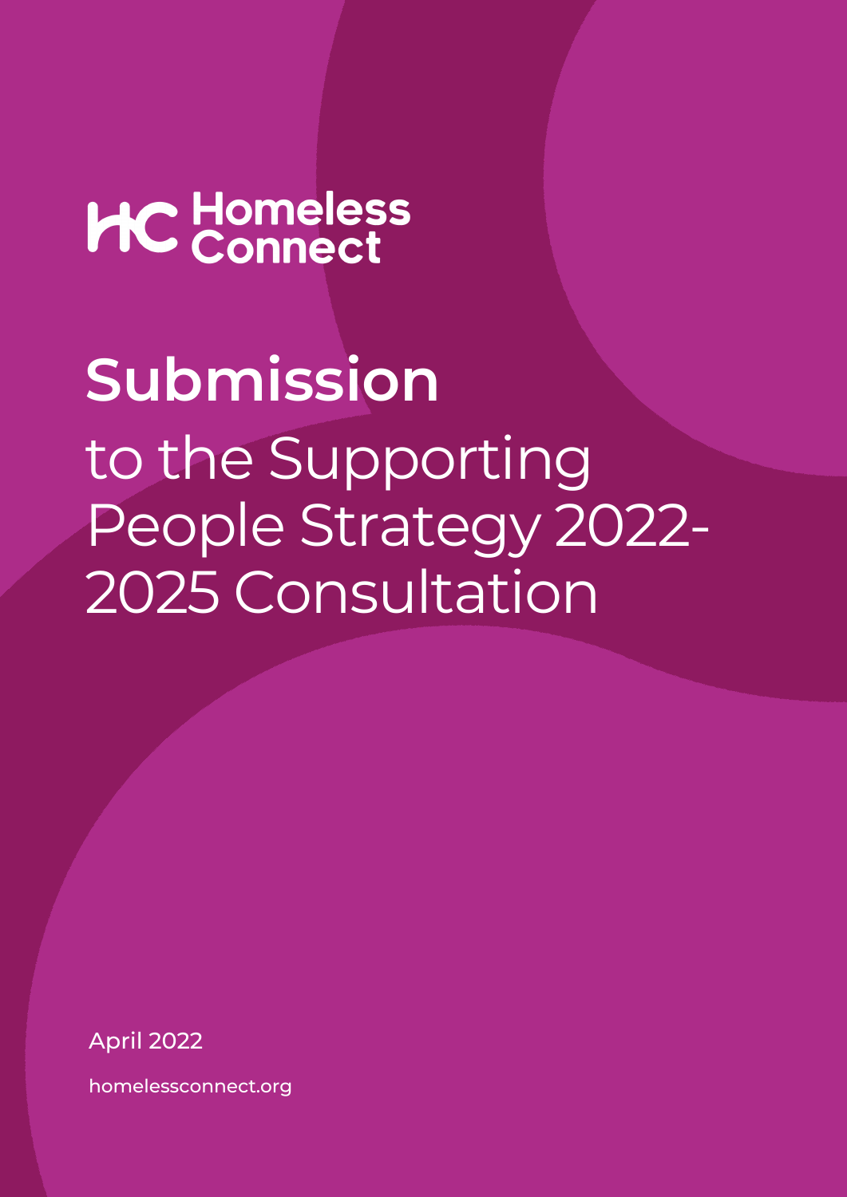Homeless Connect

# Submission

to the Supporting People Strategy 2022-2025 Consultation

April 2022

homelessconnect.org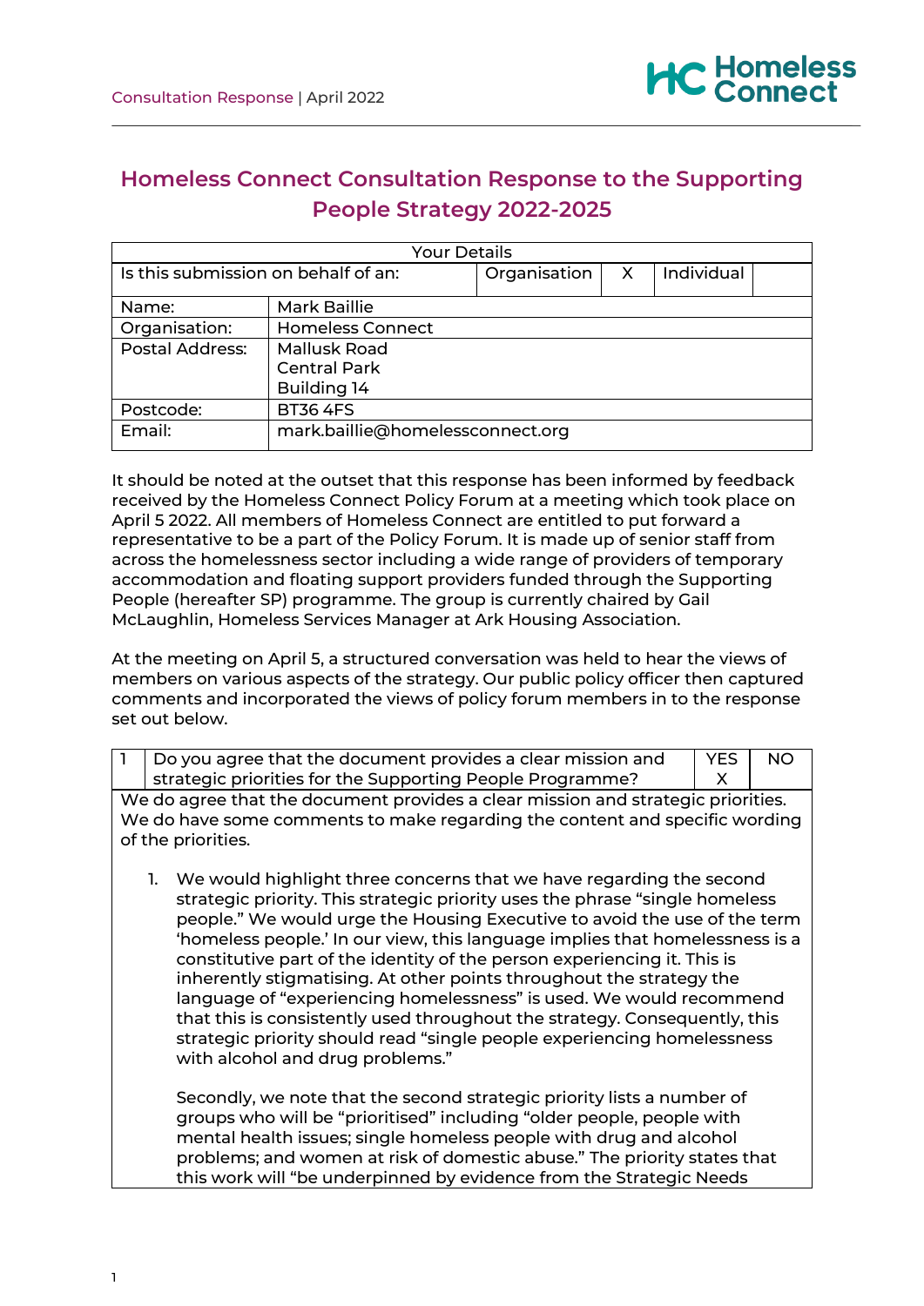# Homeless Connect Consultation Response to the Supporting People Strategy 2022-2025

| Your Details | | | | | |
|---|---|---|---|---|---|
| Is this submission on behalf of an: | | Organisation | X | Individual | |
| Name: | Mark Baillie | | | | |
| Organisation: | Homeless Connect | | | | |
| Postal Address: | Mallusk Road<br>Central Park<br>Building 14 | | | | |
| Postcode: | BT36 4FS | | | | |
| Email: | mark.baillie@homelessconnect.org | | | | |

It should be noted at the outset that this response has been informed by feedback received by the Homeless Connect Policy Forum at a meeting which took place on April 5 2022. All members of Homeless Connect are entitled to put forward a representative to be a part of the Policy Forum. It is made up of senior staff from across the homelessness sector including a wide range of providers of temporary accommodation and floating support providers funded through the Supporting People (hereafter SP) programme. The group is currently chaired by Gail McLaughlin, Homeless Services Manager at Ark Housing Association.

At the meeting on April 5, a structured conversation was held to hear the views of members on various aspects of the strategy. Our public policy officer then captured comments and incorporated the views of policy forum members in to the response set out below.

| 1 | Do you agree that the document provides a clear mission and strategic priorities for the Supporting People Programme? | YES<br>X | NO |
|---|---|---|---|

We do agree that the document provides a clear mission and strategic priorities. We do have some comments to make regarding the content and specific wording of the priorities.

1. We would highlight three concerns that we have regarding the second strategic priority. This strategic priority uses the phrase "single homeless people." We would urge the Housing Executive to avoid the use of the term 'homeless people.' In our view, this language implies that homelessness is a constitutive part of the identity of the person experiencing it. This is inherently stigmatising. At other points throughout the strategy the language of "experiencing homelessness" is used. We would recommend that this is consistently used throughout the strategy. Consequently, this strategic priority should read "single people experiencing homelessness with alcohol and drug problems."

   Secondly, we note that the second strategic priority lists a number of groups who will be "prioritised" including "older people, people with mental health issues; single homeless people with drug and alcohol problems; and women at risk of domestic abuse." The priority states that this work will "be underpinned by evidence from the Strategic Needs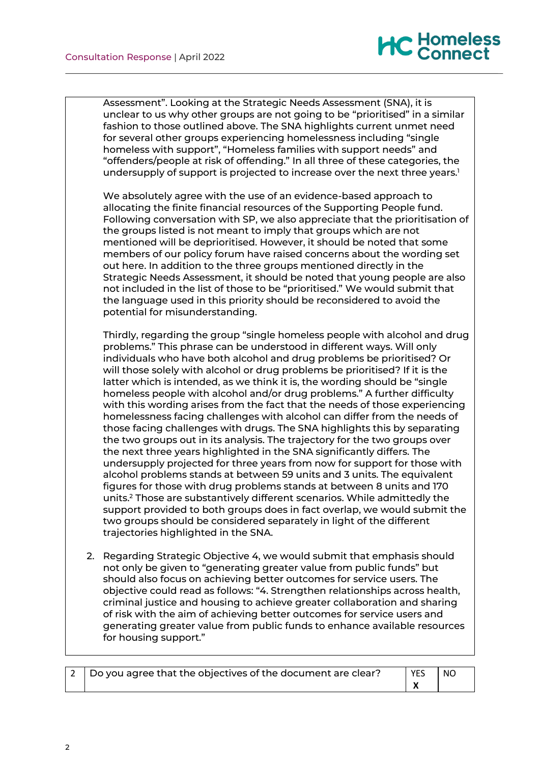Assessment". Looking at the Strategic Needs Assessment (SNA), it is unclear to us why other groups are not going to be "prioritised" in a similar fashion to those outlined above. The SNA highlights current unmet need for several other groups experiencing homelessness including "single homeless with support", "Homeless families with support needs" and "offenders/people at risk of offending." In all three of these categories, the undersupply of support is projected to increase over the next three years.[1]

We absolutely agree with the use of an evidence-based approach to allocating the finite financial resources of the Supporting People fund. Following conversation with SP, we also appreciate that the prioritisation of the groups listed is not meant to imply that groups which are not mentioned will be deprioritised. However, it should be noted that some members of our policy forum have raised concerns about the wording set out here. In addition to the three groups mentioned directly in the Strategic Needs Assessment, it should be noted that young people are also not included in the list of those to be "prioritised." We would submit that the language used in this priority should be reconsidered to avoid the potential for misunderstanding.

Thirdly, regarding the group "single homeless people with alcohol and drug problems." This phrase can be understood in different ways. Will only individuals who have both alcohol and drug problems be prioritised? Or will those solely with alcohol or drug problems be prioritised? If it is the latter which is intended, as we think it is, the wording should be "single homeless people with alcohol and/or drug problems." A further difficulty with this wording arises from the fact that the needs of those experiencing homelessness facing challenges with alcohol can differ from the needs of those facing challenges with drugs. The SNA highlights this by separating the two groups out in its analysis. The trajectory for the two groups over the next three years highlighted in the SNA significantly differs. The undersupply projected for three years from now for support for those with alcohol problems stands at between 59 units and 3 units. The equivalent figures for those with drug problems stands at between 8 units and 170 units.[2] Those are substantively different scenarios. While admittedly the support provided to both groups does in fact overlap, we would submit the two groups should be considered separately in light of the different trajectories highlighted in the SNA.

2. Regarding Strategic Objective 4, we would submit that emphasis should not only be given to "generating greater value from public funds" but should also focus on achieving better outcomes for service users. The objective could read as follows: "4. Strengthen relationships across health, criminal justice and housing to achieve greater collaboration and sharing of risk with the aim of achieving better outcomes for service users and generating greater value from public funds to enhance available resources for housing support."

| 2 | Do you agree that the objectives of the document are clear? | YES X | NO |
|---|---|---|---|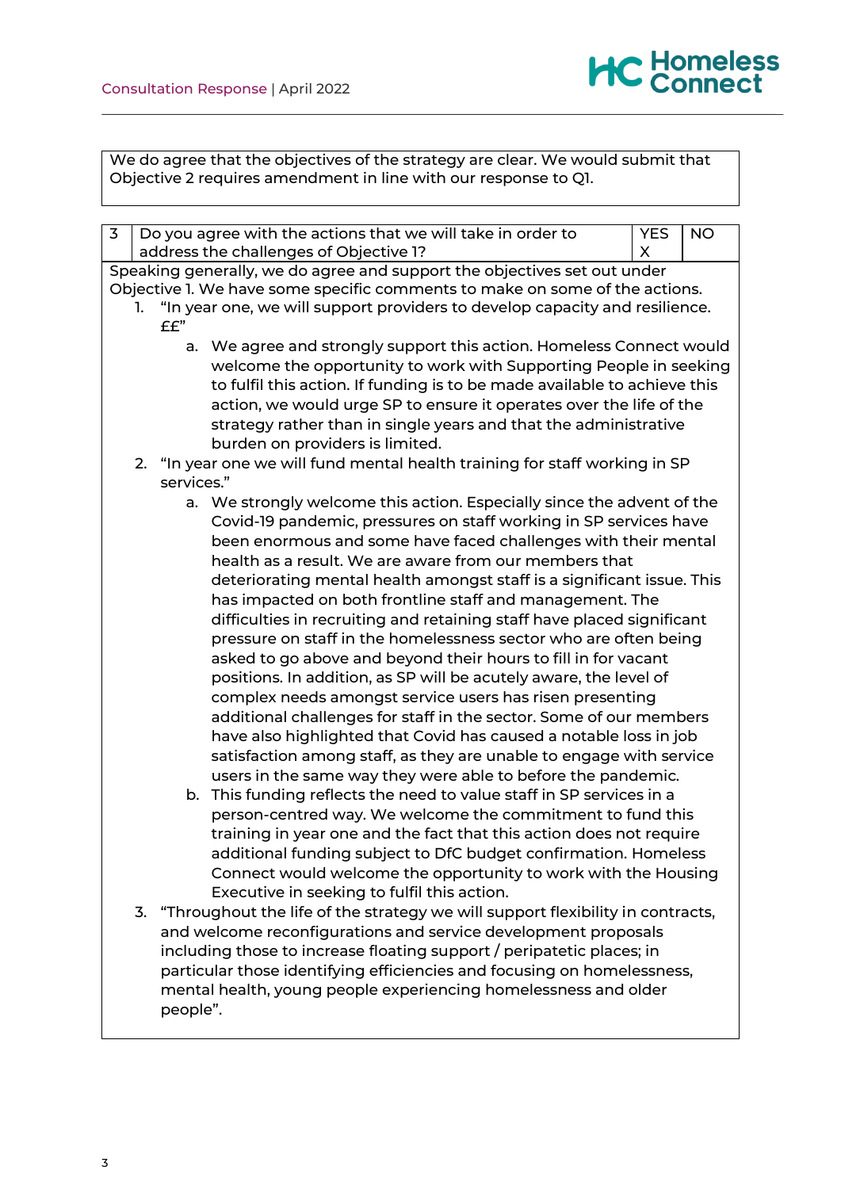We do agree that the objectives of the strategy are clear. We would submit that Objective 2 requires amendment in line with our response to Q1.

| 3 | Do you agree with the actions that we will take in order to address the challenges of Objective 1? | YES X | NO |
|---|---|---|---|

Speaking generally, we do agree and support the objectives set out under Objective 1. We have some specific comments to make on some of the actions.

1. "In year one, we will support providers to develop capacity and resilience. ££"
   a. We agree and strongly support this action. Homeless Connect would welcome the opportunity to work with Supporting People in seeking to fulfil this action. If funding is to be made available to achieve this action, we would urge SP to ensure it operates over the life of the strategy rather than in single years and that the administrative burden on providers is limited.
2. "In year one we will fund mental health training for staff working in SP services."
   a. We strongly welcome this action. Especially since the advent of the Covid-19 pandemic, pressures on staff working in SP services have been enormous and some have faced challenges with their mental health as a result. We are aware from our members that deteriorating mental health amongst staff is a significant issue. This has impacted on both frontline staff and management. The difficulties in recruiting and retaining staff have placed significant pressure on staff in the homelessness sector who are often being asked to go above and beyond their hours to fill in for vacant positions. In addition, as SP will be acutely aware, the level of complex needs amongst service users has risen presenting additional challenges for staff in the sector. Some of our members have also highlighted that Covid has caused a notable loss in job satisfaction among staff, as they are unable to engage with service users in the same way they were able to before the pandemic.
   b. This funding reflects the need to value staff in SP services in a person-centred way. We welcome the commitment to fund this training in year one and the fact that this action does not require additional funding subject to DfC budget confirmation. Homeless Connect would welcome the opportunity to work with the Housing Executive in seeking to fulfil this action.
3. "Throughout the life of the strategy we will support flexibility in contracts, and welcome reconfigurations and service development proposals including those to increase floating support / peripatetic places; in particular those identifying efficiencies and focusing on homelessness, mental health, young people experiencing homelessness and older people".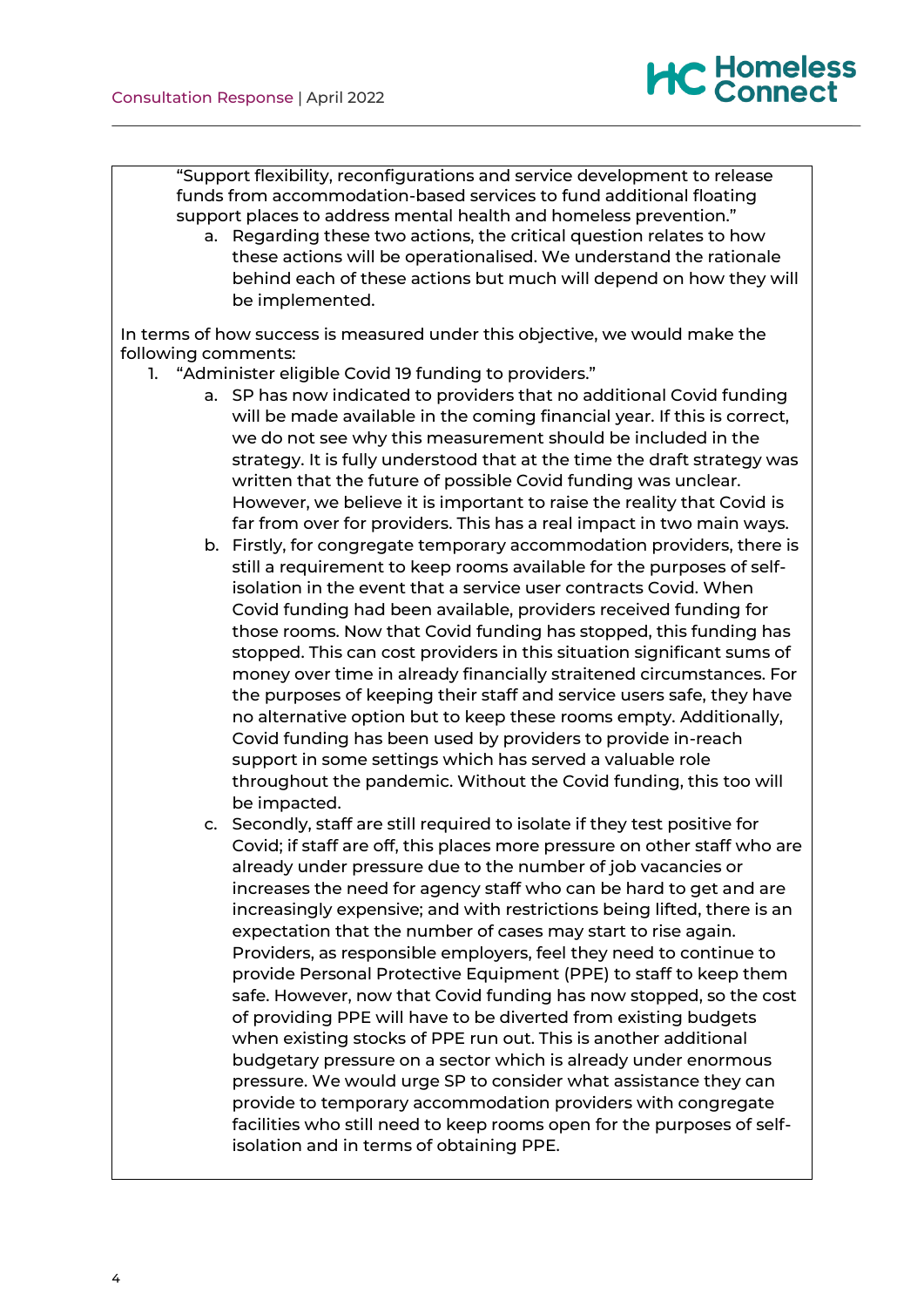"Support flexibility, reconfigurations and service development to release funds from accommodation-based services to fund additional floating support places to address mental health and homeless prevention."

a. Regarding these two actions, the critical question relates to how these actions will be operationalised. We understand the rationale behind each of these actions but much will depend on how they will be implemented.

In terms of how success is measured under this objective, we would make the following comments:

1. "Administer eligible Covid 19 funding to providers."
    a. SP has now indicated to providers that no additional Covid funding will be made available in the coming financial year. If this is correct, we do not see why this measurement should be included in the strategy. It is fully understood that at the time the draft strategy was written that the future of possible Covid funding was unclear. However, we believe it is important to raise the reality that Covid is far from over for providers. This has a real impact in two main ways.
    b. Firstly, for congregate temporary accommodation providers, there is still a requirement to keep rooms available for the purposes of self-isolation in the event that a service user contracts Covid. When Covid funding had been available, providers received funding for those rooms. Now that Covid funding has stopped, this funding has stopped. This can cost providers in this situation significant sums of money over time in already financially straitened circumstances. For the purposes of keeping their staff and service users safe, they have no alternative option but to keep these rooms empty. Additionally, Covid funding has been used by providers to provide in-reach support in some settings which has served a valuable role throughout the pandemic. Without the Covid funding, this too will be impacted.
    c. Secondly, staff are still required to isolate if they test positive for Covid; if staff are off, this places more pressure on other staff who are already under pressure due to the number of job vacancies or increases the need for agency staff who can be hard to get and are increasingly expensive; and with restrictions being lifted, there is an expectation that the number of cases may start to rise again. Providers, as responsible employers, feel they need to continue to provide Personal Protective Equipment (PPE) to staff to keep them safe. However, now that Covid funding has now stopped, so the cost of providing PPE will have to be diverted from existing budgets when existing stocks of PPE run out. This is another additional budgetary pressure on a sector which is already under enormous pressure. We would urge SP to consider what assistance they can provide to temporary accommodation providers with congregate facilities who still need to keep rooms open for the purposes of self-isolation and in terms of obtaining PPE.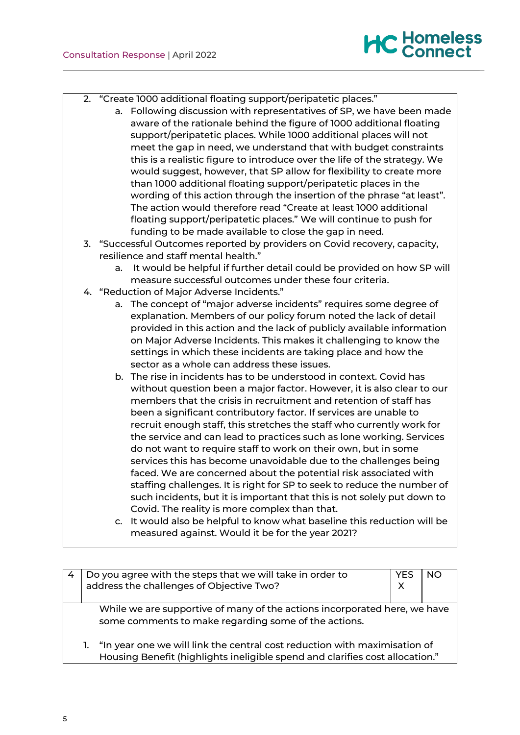2. "Create 1000 additional floating support/peripatetic places."
    a. Following discussion with representatives of SP, we have been made aware of the rationale behind the figure of 1000 additional floating support/peripatetic places. While 1000 additional places will not meet the gap in need, we understand that with budget constraints this is a realistic figure to introduce over the life of the strategy. We would suggest, however, that SP allow for flexibility to create more than 1000 additional floating support/peripatetic places in the wording of this action through the insertion of the phrase "at least". The action would therefore read "Create at least 1000 additional floating support/peripatetic places." We will continue to push for funding to be made available to close the gap in need.
3. "Successful Outcomes reported by providers on Covid recovery, capacity, resilience and staff mental health."
    a. It would be helpful if further detail could be provided on how SP will measure successful outcomes under these four criteria.
4. "Reduction of Major Adverse Incidents."
    a. The concept of "major adverse incidents" requires some degree of explanation. Members of our policy forum noted the lack of detail provided in this action and the lack of publicly available information on Major Adverse Incidents. This makes it challenging to know the settings in which these incidents are taking place and how the sector as a whole can address these issues.
    b. The rise in incidents has to be understood in context. Covid has without question been a major factor. However, it is also clear to our members that the crisis in recruitment and retention of staff has been a significant contributory factor. If services are unable to recruit enough staff, this stretches the staff who currently work for the service and can lead to practices such as lone working. Services do not want to require staff to work on their own, but in some services this has become unavoidable due to the challenges being faced. We are concerned about the potential risk associated with staffing challenges. It is right for SP to seek to reduce the number of such incidents, but it is important that this is not solely put down to Covid. The reality is more complex than that.
    c. It would also be helpful to know what baseline this reduction will be measured against. Would it be for the year 2021?

| 4 | Do you agree with the steps that we will take in order to address the challenges of Objective Two? | YES X | NO |
|---|---|---|---|

While we are supportive of many of the actions incorporated here, we have some comments to make regarding some of the actions.

1. "In year one we will link the central cost reduction with maximisation of Housing Benefit (highlights ineligible spend and clarifies cost allocation."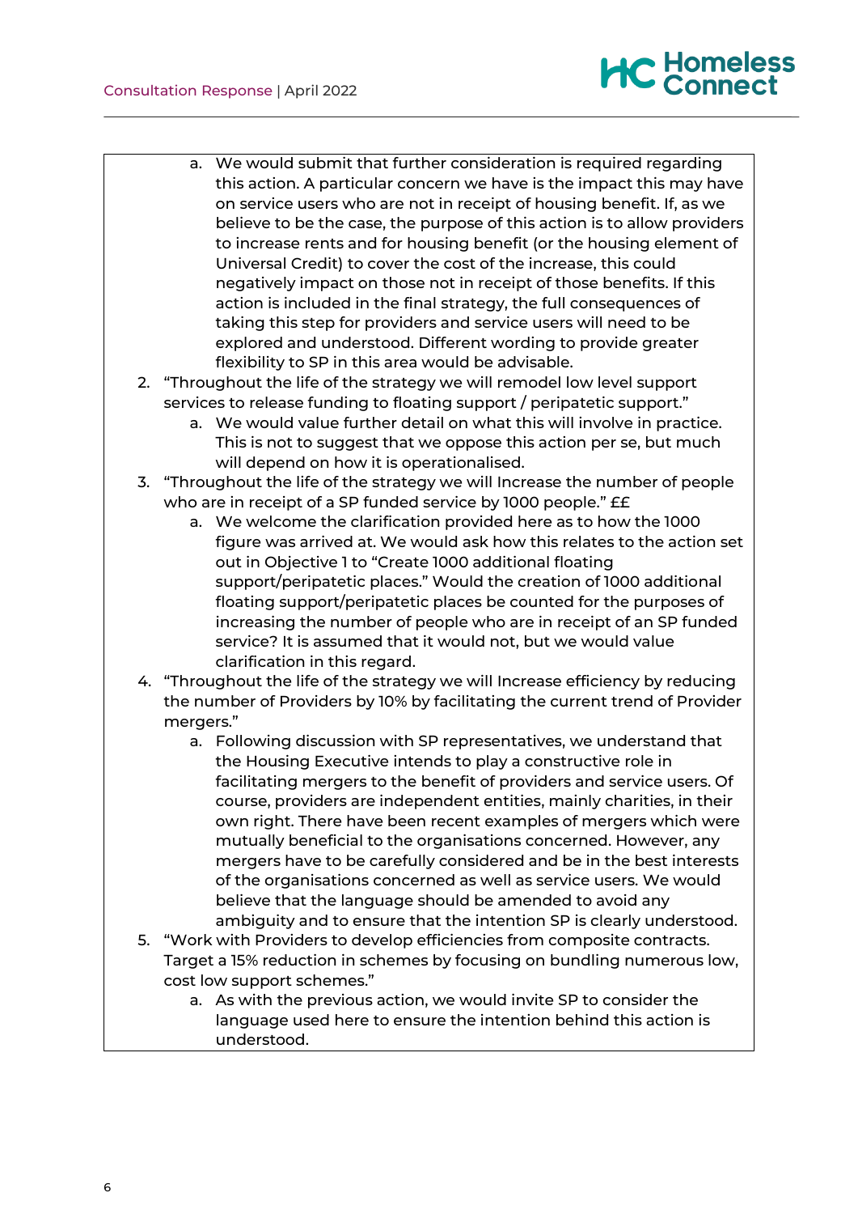a. We would submit that further consideration is required regarding this action. A particular concern we have is the impact this may have on service users who are not in receipt of housing benefit. If, as we believe to be the case, the purpose of this action is to allow providers to increase rents and for housing benefit (or the housing element of Universal Credit) to cover the cost of the increase, this could negatively impact on those not in receipt of those benefits. If this action is included in the final strategy, the full consequences of taking this step for providers and service users will need to be explored and understood. Different wording to provide greater flexibility to SP in this area would be advisable.

2. "Throughout the life of the strategy we will remodel low level support services to release funding to floating support / peripatetic support."
   a. We would value further detail on what this will involve in practice. This is not to suggest that we oppose this action per se, but much will depend on how it is operationalised.
3. "Throughout the life of the strategy we will Increase the number of people who are in receipt of a SP funded service by 1000 people." ££
   a. We welcome the clarification provided here as to how the 1000 figure was arrived at. We would ask how this relates to the action set out in Objective 1 to "Create 1000 additional floating support/peripatetic places." Would the creation of 1000 additional floating support/peripatetic places be counted for the purposes of increasing the number of people who are in receipt of an SP funded service? It is assumed that it would not, but we would value clarification in this regard.
4. "Throughout the life of the strategy we will Increase efficiency by reducing the number of Providers by 10% by facilitating the current trend of Provider mergers."
   a. Following discussion with SP representatives, we understand that the Housing Executive intends to play a constructive role in facilitating mergers to the benefit of providers and service users. Of course, providers are independent entities, mainly charities, in their own right. There have been recent examples of mergers which were mutually beneficial to the organisations concerned. However, any mergers have to be carefully considered and be in the best interests of the organisations concerned as well as service users. We would believe that the language should be amended to avoid any ambiguity and to ensure that the intention SP is clearly understood.
5. "Work with Providers to develop efficiencies from composite contracts. Target a 15% reduction in schemes by focusing on bundling numerous low, cost low support schemes."
   a. As with the previous action, we would invite SP to consider the language used here to ensure the intention behind this action is understood.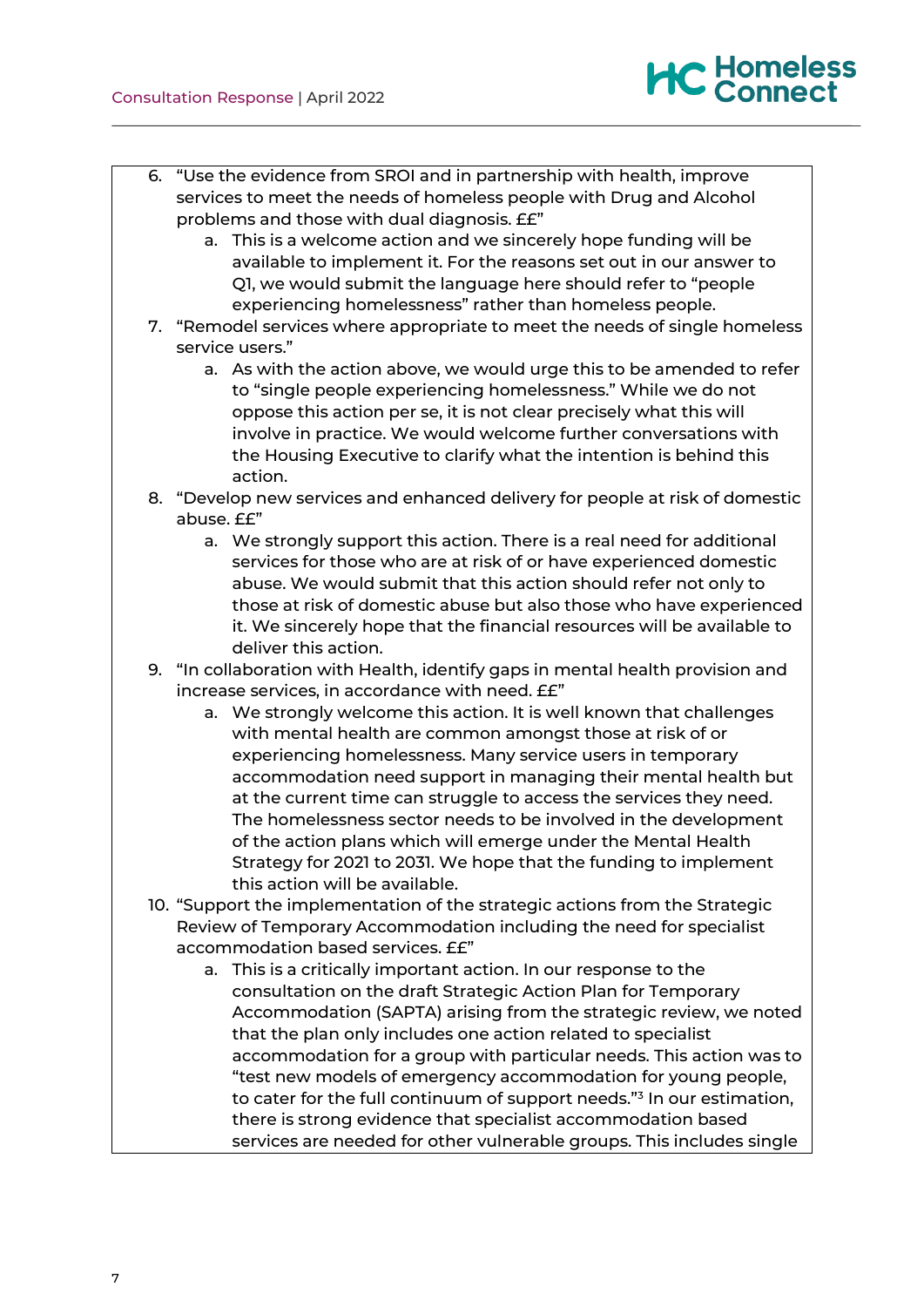6. "Use the evidence from SROI and in partnership with health, improve services to meet the needs of homeless people with Drug and Alcohol problems and those with dual diagnosis. ££"
    a. This is a welcome action and we sincerely hope funding will be available to implement it. For the reasons set out in our answer to Q1, we would submit the language here should refer to "people experiencing homelessness" rather than homeless people.
7. "Remodel services where appropriate to meet the needs of single homeless service users."
    a. As with the action above, we would urge this to be amended to refer to "single people experiencing homelessness." While we do not oppose this action per se, it is not clear precisely what this will involve in practice. We would welcome further conversations with the Housing Executive to clarify what the intention is behind this action.
8. "Develop new services and enhanced delivery for people at risk of domestic abuse. ££"
    a. We strongly support this action. There is a real need for additional services for those who are at risk of or have experienced domestic abuse. We would submit that this action should refer not only to those at risk of domestic abuse but also those who have experienced it. We sincerely hope that the financial resources will be available to deliver this action.
9. "In collaboration with Health, identify gaps in mental health provision and increase services, in accordance with need. ££"
    a. We strongly welcome this action. It is well known that challenges with mental health are common amongst those at risk of or experiencing homelessness. Many service users in temporary accommodation need support in managing their mental health but at the current time can struggle to access the services they need. The homelessness sector needs to be involved in the development of the action plans which will emerge under the Mental Health Strategy for 2021 to 2031. We hope that the funding to implement this action will be available.
10. "Support the implementation of the strategic actions from the Strategic Review of Temporary Accommodation including the need for specialist accommodation based services. ££"
    a. This is a critically important action. In our response to the consultation on the draft Strategic Action Plan for Temporary Accommodation (SAPTA) arising from the strategic review, we noted that the plan only includes one action related to specialist accommodation for a group with particular needs. This action was to "test new models of emergency accommodation for young people, to cater for the full continuum of support needs."[3] In our estimation, there is strong evidence that specialist accommodation based services are needed for other vulnerable groups. This includes single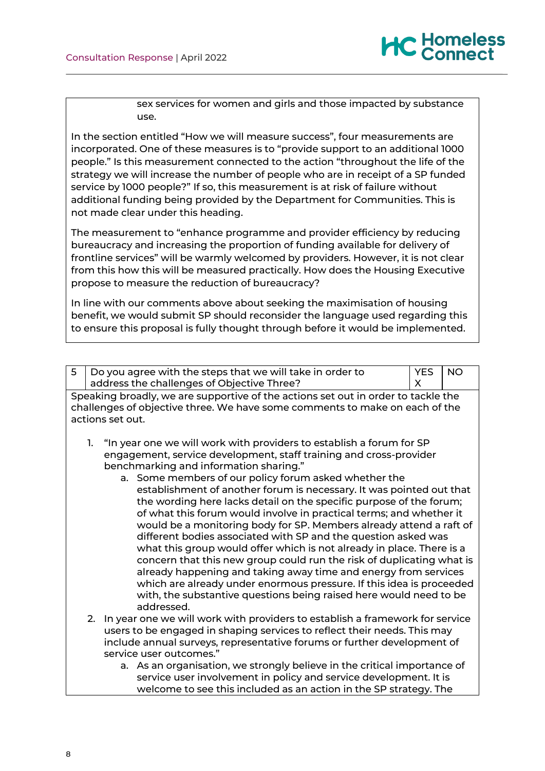sex services for women and girls and those impacted by substance use.

In the section entitled "How we will measure success", four measurements are incorporated. One of these measures is to "provide support to an additional 1000 people." Is this measurement connected to the action "throughout the life of the strategy we will increase the number of people who are in receipt of a SP funded service by 1000 people?" If so, this measurement is at risk of failure without additional funding being provided by the Department for Communities. This is not made clear under this heading.

The measurement to "enhance programme and provider efficiency by reducing bureaucracy and increasing the proportion of funding available for delivery of frontline services" will be warmly welcomed by providers. However, it is not clear from this how this will be measured practically. How does the Housing Executive propose to measure the reduction of bureaucracy?

In line with our comments above about seeking the maximisation of housing benefit, we would submit SP should reconsider the language used regarding this to ensure this proposal is fully thought through before it would be implemented.

| 5 | Do you agree with the steps that we will take in order to address the challenges of Objective Three? | YES X | NO |
|---|---|---|---|

Speaking broadly, we are supportive of the actions set out in order to tackle the challenges of objective three. We have some comments to make on each of the actions set out.

1. "In year one we will work with providers to establish a forum for SP engagement, service development, staff training and cross-provider benchmarking and information sharing."
   a. Some members of our policy forum asked whether the establishment of another forum is necessary. It was pointed out that the wording here lacks detail on the specific purpose of the forum; of what this forum would involve in practical terms; and whether it would be a monitoring body for SP. Members already attend a raft of different bodies associated with SP and the question asked was what this group would offer which is not already in place. There is a concern that this new group could run the risk of duplicating what is already happening and taking away time and energy from services which are already under enormous pressure. If this idea is proceeded with, the substantive questions being raised here would need to be addressed.
2. In year one we will work with providers to establish a framework for service users to be engaged in shaping services to reflect their needs. This may include annual surveys, representative forums or further development of service user outcomes."
   a. As an organisation, we strongly believe in the critical importance of service user involvement in policy and service development. It is welcome to see this included as an action in the SP strategy. The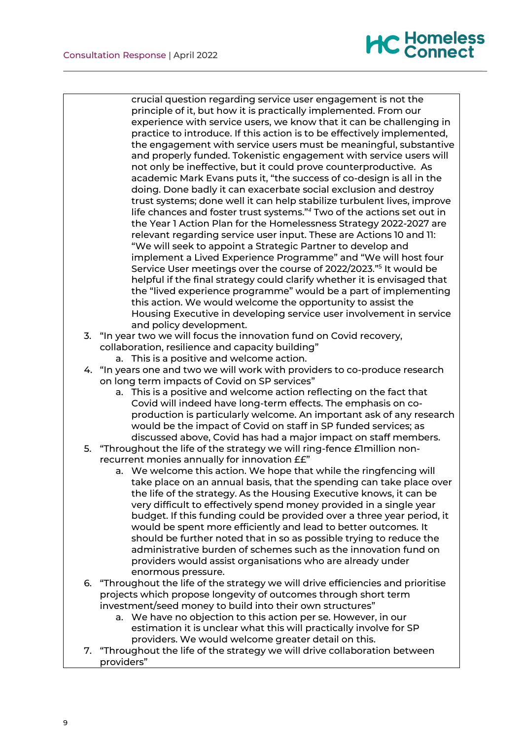crucial question regarding service user engagement is not the principle of it, but how it is practically implemented. From our experience with service users, we know that it can be challenging in practice to introduce. If this action is to be effectively implemented, the engagement with service users must be meaningful, substantive and properly funded. Tokenistic engagement with service users will not only be ineffective, but it could prove counterproductive. As academic Mark Evans puts it, "the success of co-design is all in the doing. Done badly it can exacerbate social exclusion and destroy trust systems; done well it can help stabilize turbulent lives, improve life chances and foster trust systems."[4] Two of the actions set out in the Year 1 Action Plan for the Homelessness Strategy 2022-2027 are relevant regarding service user input. These are Actions 10 and 11: "We will seek to appoint a Strategic Partner to develop and implement a Lived Experience Programme" and "We will host four Service User meetings over the course of 2022/2023."[5] It would be helpful if the final strategy could clarify whether it is envisaged that the "lived experience programme" would be a part of implementing this action. We would welcome the opportunity to assist the Housing Executive in developing service user involvement in service and policy development.

3. "In year two we will focus the innovation fund on Covid recovery, collaboration, resilience and capacity building"
   a. This is a positive and welcome action.
4. "In years one and two we will work with providers to co-produce research on long term impacts of Covid on SP services"
   a. This is a positive and welcome action reflecting on the fact that Covid will indeed have long-term effects. The emphasis on co-production is particularly welcome. An important ask of any research would be the impact of Covid on staff in SP funded services; as discussed above, Covid has had a major impact on staff members.
5. "Throughout the life of the strategy we will ring-fence £1million non-recurrent monies annually for innovation ££"
   a. We welcome this action. We hope that while the ringfencing will take place on an annual basis, that the spending can take place over the life of the strategy. As the Housing Executive knows, it can be very difficult to effectively spend money provided in a single year budget. If this funding could be provided over a three year period, it would be spent more efficiently and lead to better outcomes. It should be further noted that in so as possible trying to reduce the administrative burden of schemes such as the innovation fund on providers would assist organisations who are already under enormous pressure.
6. "Throughout the life of the strategy we will drive efficiencies and prioritise projects which propose longevity of outcomes through short term investment/seed money to build into their own structures"
   a. We have no objection to this action per se. However, in our estimation it is unclear what this will practically involve for SP providers. We would welcome greater detail on this.
7. "Throughout the life of the strategy we will drive collaboration between providers"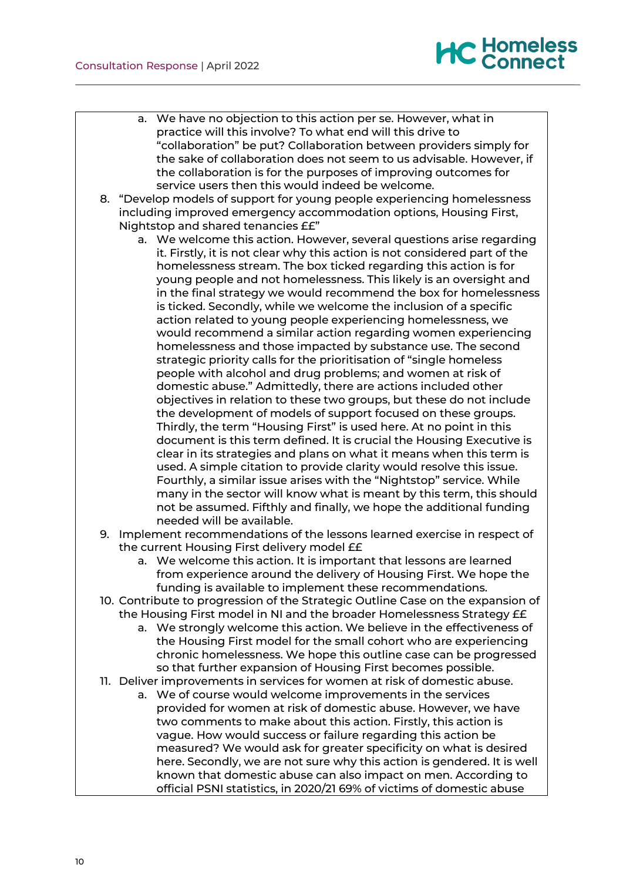a. We have no objection to this action per se. However, what in practice will this involve? To what end will this drive to "collaboration" be put? Collaboration between providers simply for the sake of collaboration does not seem to us advisable. However, if the collaboration is for the purposes of improving outcomes for service users then this would indeed be welcome.

8. "Develop models of support for young people experiencing homelessness including improved emergency accommodation options, Housing First, Nightstop and shared tenancies ££"
   a. We welcome this action. However, several questions arise regarding it. Firstly, it is not clear why this action is not considered part of the homelessness stream. The box ticked regarding this action is for young people and not homelessness. This likely is an oversight and in the final strategy we would recommend the box for homelessness is ticked. Secondly, while we welcome the inclusion of a specific action related to young people experiencing homelessness, we would recommend a similar action regarding women experiencing homelessness and those impacted by substance use. The second strategic priority calls for the prioritisation of "single homeless people with alcohol and drug problems; and women at risk of domestic abuse." Admittedly, there are actions included other objectives in relation to these two groups, but these do not include the development of models of support focused on these groups. Thirdly, the term "Housing First" is used here. At no point in this document is this term defined. It is crucial the Housing Executive is clear in its strategies and plans on what it means when this term is used. A simple citation to provide clarity would resolve this issue. Fourthly, a similar issue arises with the "Nightstop" service. While many in the sector will know what is meant by this term, this should not be assumed. Fifthly and finally, we hope the additional funding needed will be available.

9. Implement recommendations of the lessons learned exercise in respect of the current Housing First delivery model ££
   a. We welcome this action. It is important that lessons are learned from experience around the delivery of Housing First. We hope the funding is available to implement these recommendations.

10. Contribute to progression of the Strategic Outline Case on the expansion of the Housing First model in NI and the broader Homelessness Strategy ££
    a. We strongly welcome this action. We believe in the effectiveness of the Housing First model for the small cohort who are experiencing chronic homelessness. We hope this outline case can be progressed so that further expansion of Housing First becomes possible.

11. Deliver improvements in services for women at risk of domestic abuse.
    a. We of course would welcome improvements in the services provided for women at risk of domestic abuse. However, we have two comments to make about this action. Firstly, this action is vague. How would success or failure regarding this action be measured? We would ask for greater specificity on what is desired here. Secondly, we are not sure why this action is gendered. It is well known that domestic abuse can also impact on men. According to official PSNI statistics, in 2020/21 69% of victims of domestic abuse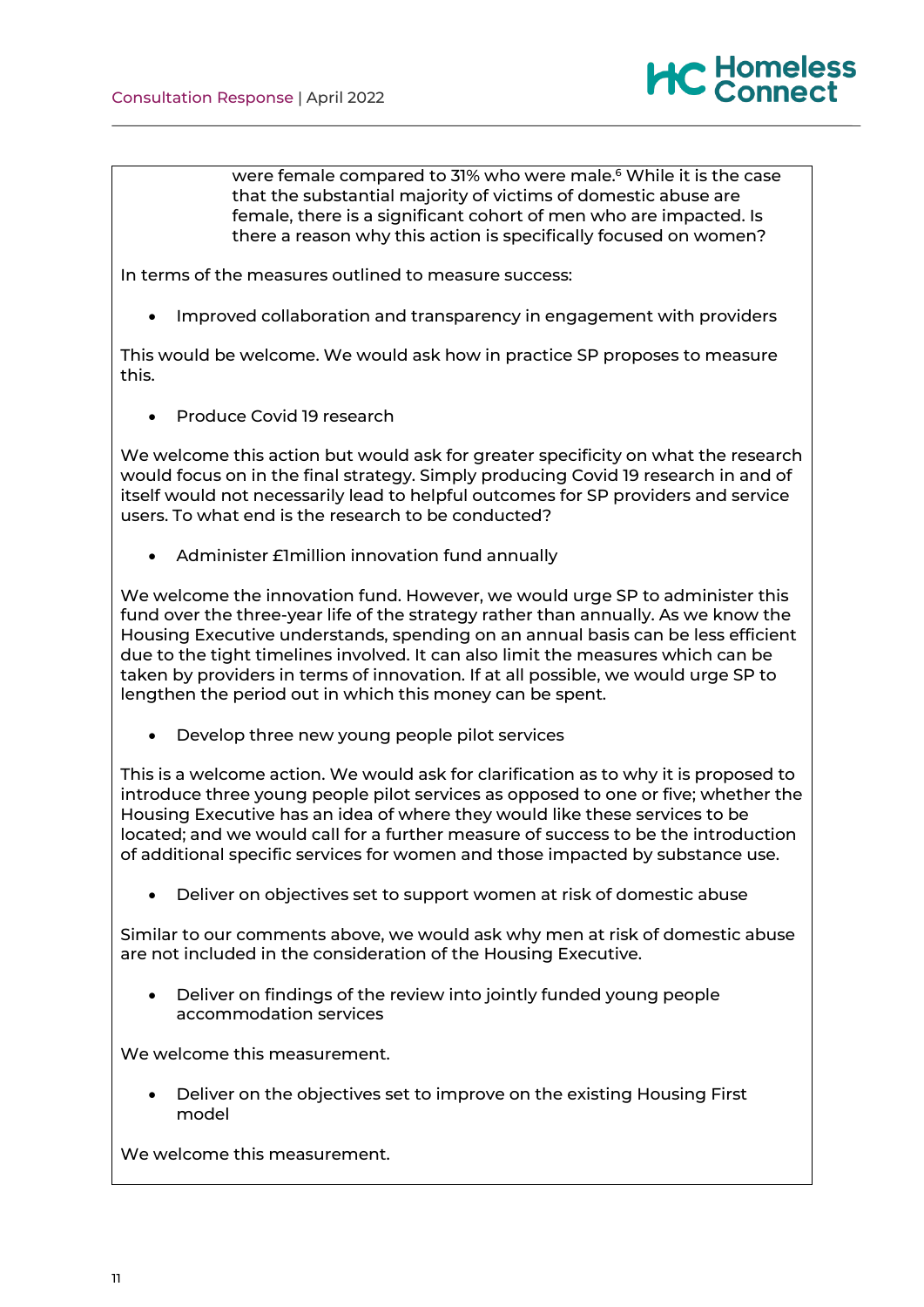were female compared to 31% who were male.[6] While it is the case that the substantial majority of victims of domestic abuse are female, there is a significant cohort of men who are impacted. Is there a reason why this action is specifically focused on women?

In terms of the measures outlined to measure success:

- Improved collaboration and transparency in engagement with providers

This would be welcome. We would ask how in practice SP proposes to measure this.

- Produce Covid 19 research

We welcome this action but would ask for greater specificity on what the research would focus on in the final strategy. Simply producing Covid 19 research in and of itself would not necessarily lead to helpful outcomes for SP providers and service users. To what end is the research to be conducted?

- Administer £1million innovation fund annually

We welcome the innovation fund. However, we would urge SP to administer this fund over the three-year life of the strategy rather than annually. As we know the Housing Executive understands, spending on an annual basis can be less efficient due to the tight timelines involved. It can also limit the measures which can be taken by providers in terms of innovation. If at all possible, we would urge SP to lengthen the period out in which this money can be spent.

- Develop three new young people pilot services

This is a welcome action. We would ask for clarification as to why it is proposed to introduce three young people pilot services as opposed to one or five; whether the Housing Executive has an idea of where they would like these services to be located; and we would call for a further measure of success to be the introduction of additional specific services for women and those impacted by substance use.

- Deliver on objectives set to support women at risk of domestic abuse

Similar to our comments above, we would ask why men at risk of domestic abuse are not included in the consideration of the Housing Executive.

- Deliver on findings of the review into jointly funded young people accommodation services

We welcome this measurement.

- Deliver on the objectives set to improve on the existing Housing First model

We welcome this measurement.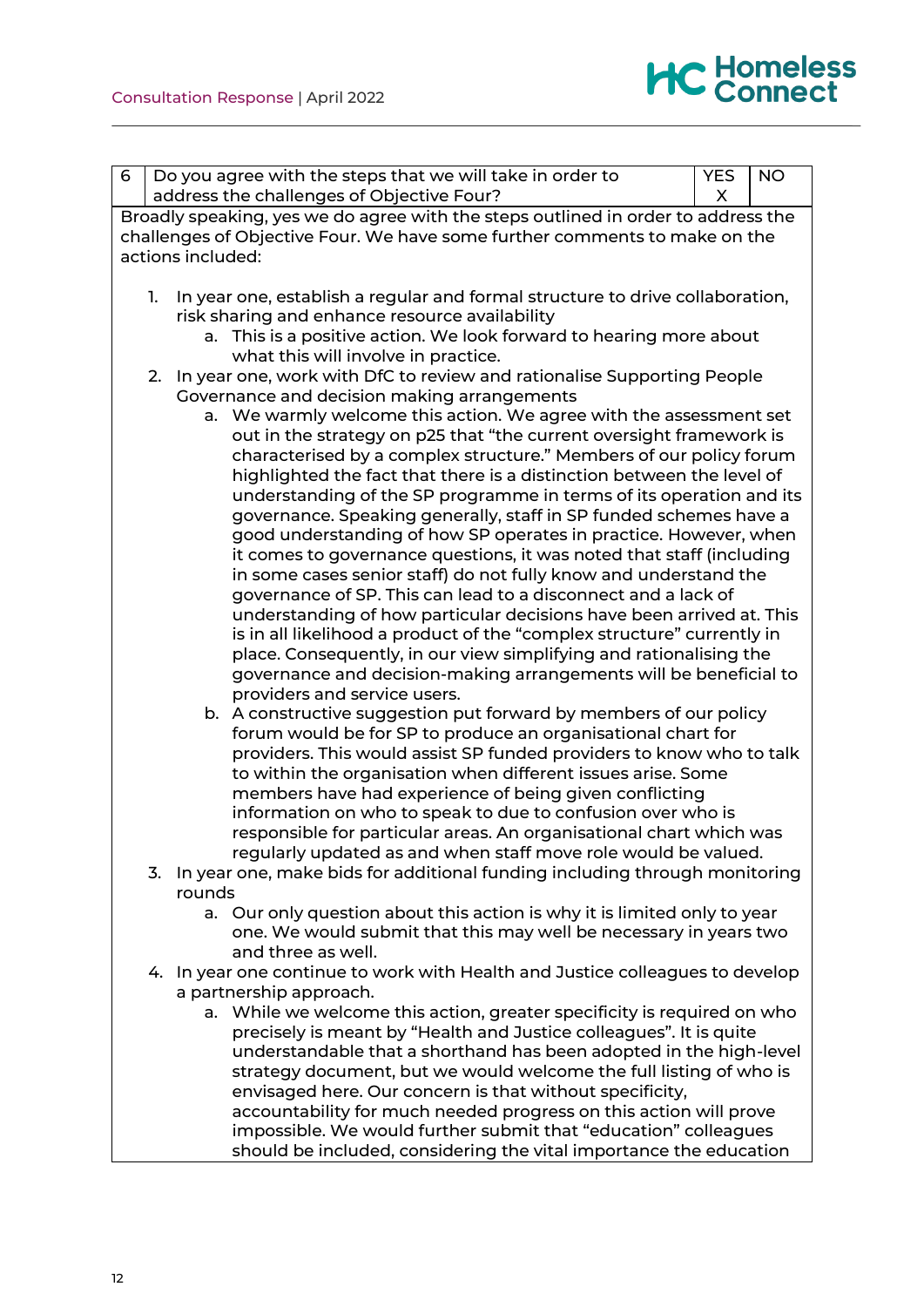| 6 | Do you agree with the steps that we will take in order to address the challenges of Objective Four? | YES X | NO |
|---|---|---|---|

Broadly speaking, yes we do agree with the steps outlined in order to address the challenges of Objective Four. We have some further comments to make on the actions included:

1. In year one, establish a regular and formal structure to drive collaboration, risk sharing and enhance resource availability
   a. This is a positive action. We look forward to hearing more about what this will involve in practice.
2. In year one, work with DfC to review and rationalise Supporting People Governance and decision making arrangements
   a. We warmly welcome this action. We agree with the assessment set out in the strategy on p25 that "the current oversight framework is characterised by a complex structure." Members of our policy forum highlighted the fact that there is a distinction between the level of understanding of the SP programme in terms of its operation and its governance. Speaking generally, staff in SP funded schemes have a good understanding of how SP operates in practice. However, when it comes to governance questions, it was noted that staff (including in some cases senior staff) do not fully know and understand the governance of SP. This can lead to a disconnect and a lack of understanding of how particular decisions have been arrived at. This is in all likelihood a product of the "complex structure" currently in place. Consequently, in our view simplifying and rationalising the governance and decision-making arrangements will be beneficial to providers and service users.
   b. A constructive suggestion put forward by members of our policy forum would be for SP to produce an organisational chart for providers. This would assist SP funded providers to know who to talk to within the organisation when different issues arise. Some members have had experience of being given conflicting information on who to speak to due to confusion over who is responsible for particular areas. An organisational chart which was regularly updated as and when staff move role would be valued.
3. In year one, make bids for additional funding including through monitoring rounds
   a. Our only question about this action is why it is limited only to year one. We would submit that this may well be necessary in years two and three as well.
4. In year one continue to work with Health and Justice colleagues to develop a partnership approach.
   a. While we welcome this action, greater specificity is required on who precisely is meant by "Health and Justice colleagues". It is quite understandable that a shorthand has been adopted in the high-level strategy document, but we would welcome the full listing of who is envisaged here. Our concern is that without specificity, accountability for much needed progress on this action will prove impossible. We would further submit that "education" colleagues should be included, considering the vital importance the education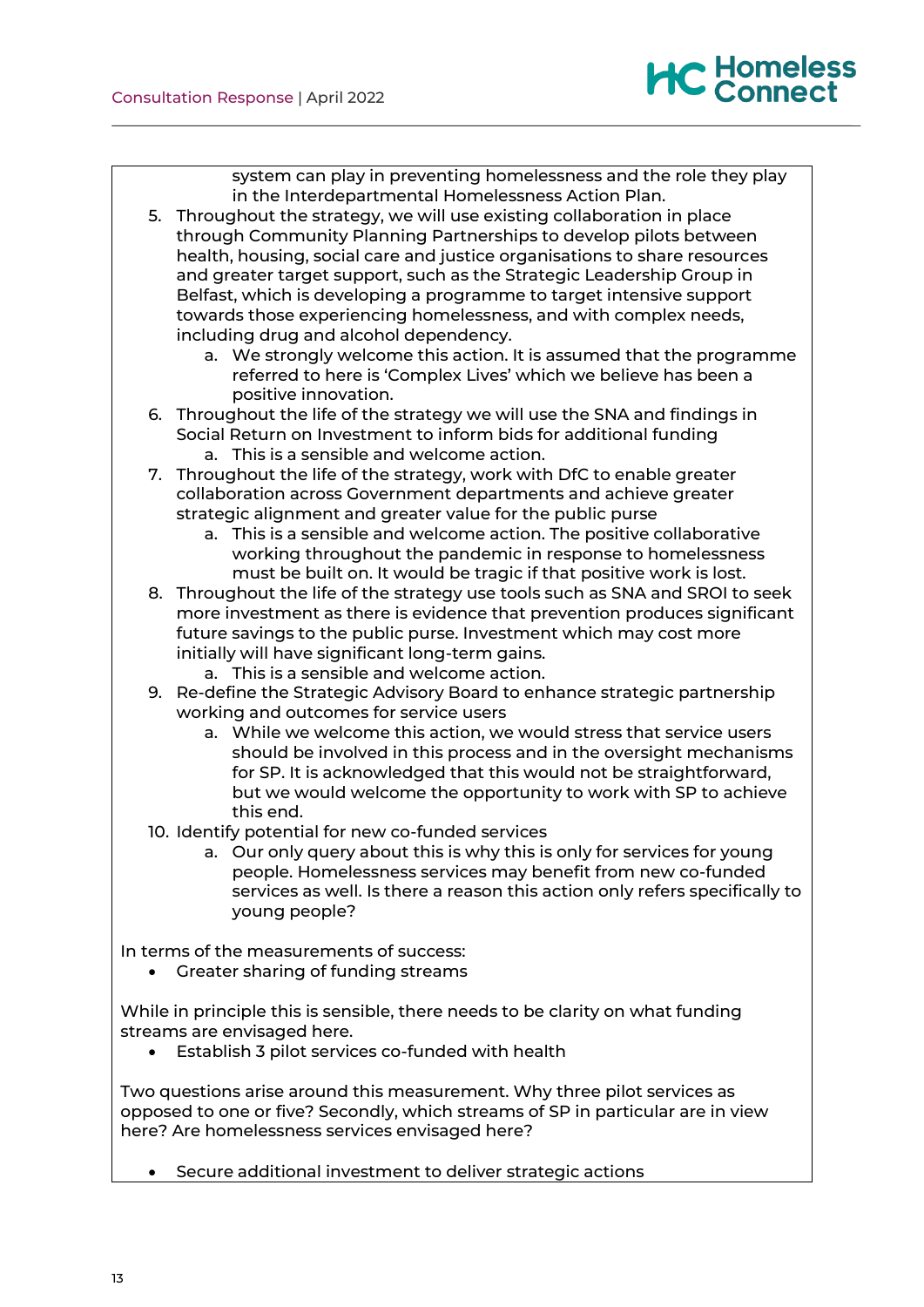system can play in preventing homelessness and the role they play in the Interdepartmental Homelessness Action Plan.

5. Throughout the strategy, we will use existing collaboration in place through Community Planning Partnerships to develop pilots between health, housing, social care and justice organisations to share resources and greater target support, such as the Strategic Leadership Group in Belfast, which is developing a programme to target intensive support towards those experiencing homelessness, and with complex needs, including drug and alcohol dependency.
    a. We strongly welcome this action. It is assumed that the programme referred to here is 'Complex Lives' which we believe has been a positive innovation.
6. Throughout the life of the strategy we will use the SNA and findings in Social Return on Investment to inform bids for additional funding
    a. This is a sensible and welcome action.
7. Throughout the life of the strategy, work with DfC to enable greater collaboration across Government departments and achieve greater strategic alignment and greater value for the public purse
    a. This is a sensible and welcome action. The positive collaborative working throughout the pandemic in response to homelessness must be built on. It would be tragic if that positive work is lost.
8. Throughout the life of the strategy use tools such as SNA and SROI to seek more investment as there is evidence that prevention produces significant future savings to the public purse. Investment which may cost more initially will have significant long-term gains.
    a. This is a sensible and welcome action.
9. Re-define the Strategic Advisory Board to enhance strategic partnership working and outcomes for service users
    a. While we welcome this action, we would stress that service users should be involved in this process and in the oversight mechanisms for SP. It is acknowledged that this would not be straightforward, but we would welcome the opportunity to work with SP to achieve this end.
10. Identify potential for new co-funded services
    a. Our only query about this is why this is only for services for young people. Homelessness services may benefit from new co-funded services as well. Is there a reason this action only refers specifically to young people?

In terms of the measurements of success:

- Greater sharing of funding streams

While in principle this is sensible, there needs to be clarity on what funding streams are envisaged here.

- Establish 3 pilot services co-funded with health

Two questions arise around this measurement. Why three pilot services as opposed to one or five? Secondly, which streams of SP in particular are in view here? Are homelessness services envisaged here?

- Secure additional investment to deliver strategic actions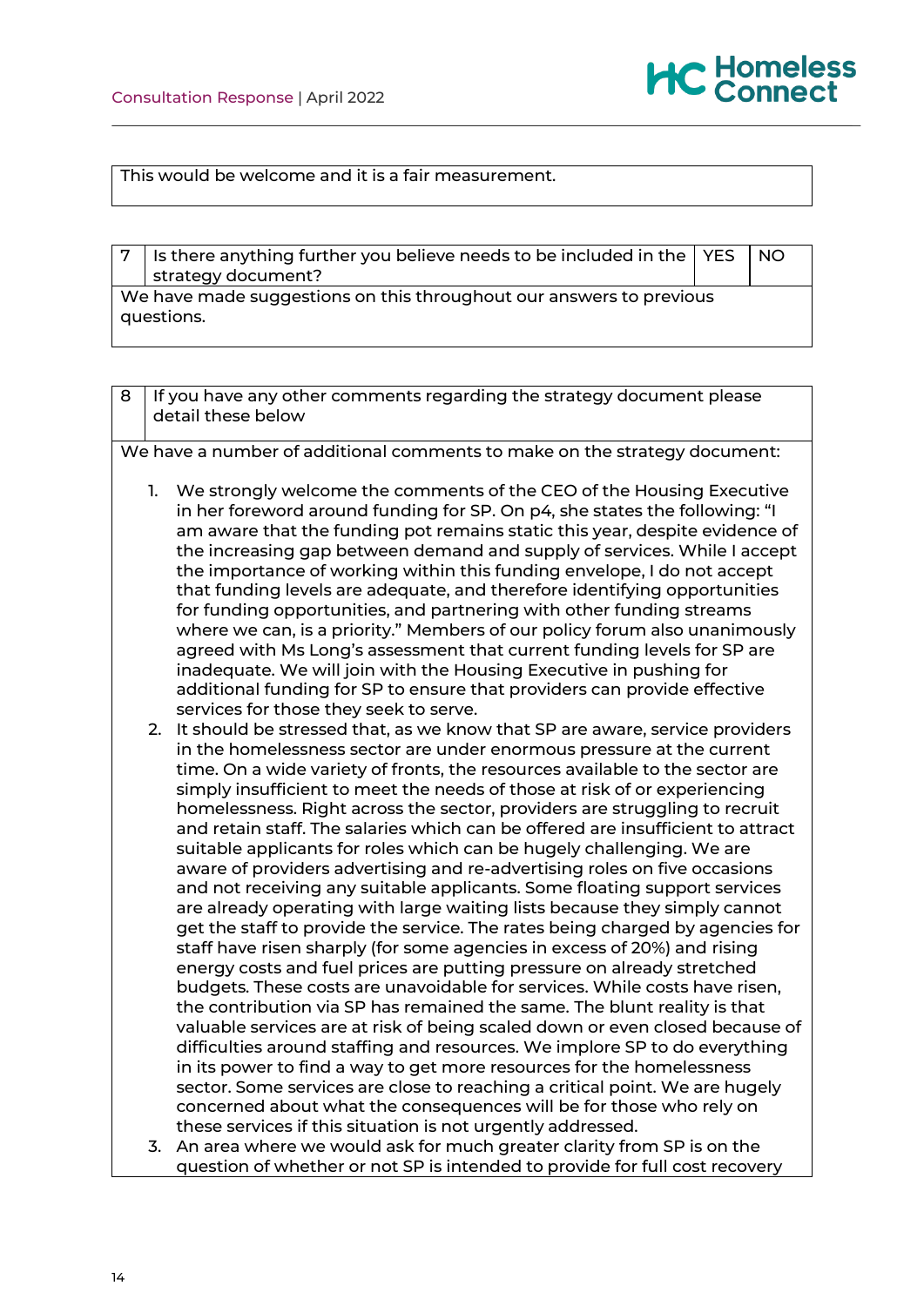This would be welcome and it is a fair measurement.

| 7 | Is there anything further you believe needs to be included in the strategy document? | YES | NO |
|---|---|---|---|
| We have made suggestions on this throughout our answers to previous questions. | | | |

| 8 | If you have any other comments regarding the strategy document please detail these below |
|---|---|

We have a number of additional comments to make on the strategy document:

1. We strongly welcome the comments of the CEO of the Housing Executive in her foreword around funding for SP. On p4, she states the following: "I am aware that the funding pot remains static this year, despite evidence of the increasing gap between demand and supply of services. While I accept the importance of working within this funding envelope, I do not accept that funding levels are adequate, and therefore identifying opportunities for funding opportunities, and partnering with other funding streams where we can, is a priority." Members of our policy forum also unanimously agreed with Ms Long's assessment that current funding levels for SP are inadequate. We will join with the Housing Executive in pushing for additional funding for SP to ensure that providers can provide effective services for those they seek to serve.
2. It should be stressed that, as we know that SP are aware, service providers in the homelessness sector are under enormous pressure at the current time. On a wide variety of fronts, the resources available to the sector are simply insufficient to meet the needs of those at risk of or experiencing homelessness. Right across the sector, providers are struggling to recruit and retain staff. The salaries which can be offered are insufficient to attract suitable applicants for roles which can be hugely challenging. We are aware of providers advertising and re-advertising roles on five occasions and not receiving any suitable applicants. Some floating support services are already operating with large waiting lists because they simply cannot get the staff to provide the service. The rates being charged by agencies for staff have risen sharply (for some agencies in excess of 20%) and rising energy costs and fuel prices are putting pressure on already stretched budgets. These costs are unavoidable for services. While costs have risen, the contribution via SP has remained the same. The blunt reality is that valuable services are at risk of being scaled down or even closed because of difficulties around staffing and resources. We implore SP to do everything in its power to find a way to get more resources for the homelessness sector. Some services are close to reaching a critical point. We are hugely concerned about what the consequences will be for those who rely on these services if this situation is not urgently addressed.
3. An area where we would ask for much greater clarity from SP is on the question of whether or not SP is intended to provide for full cost recovery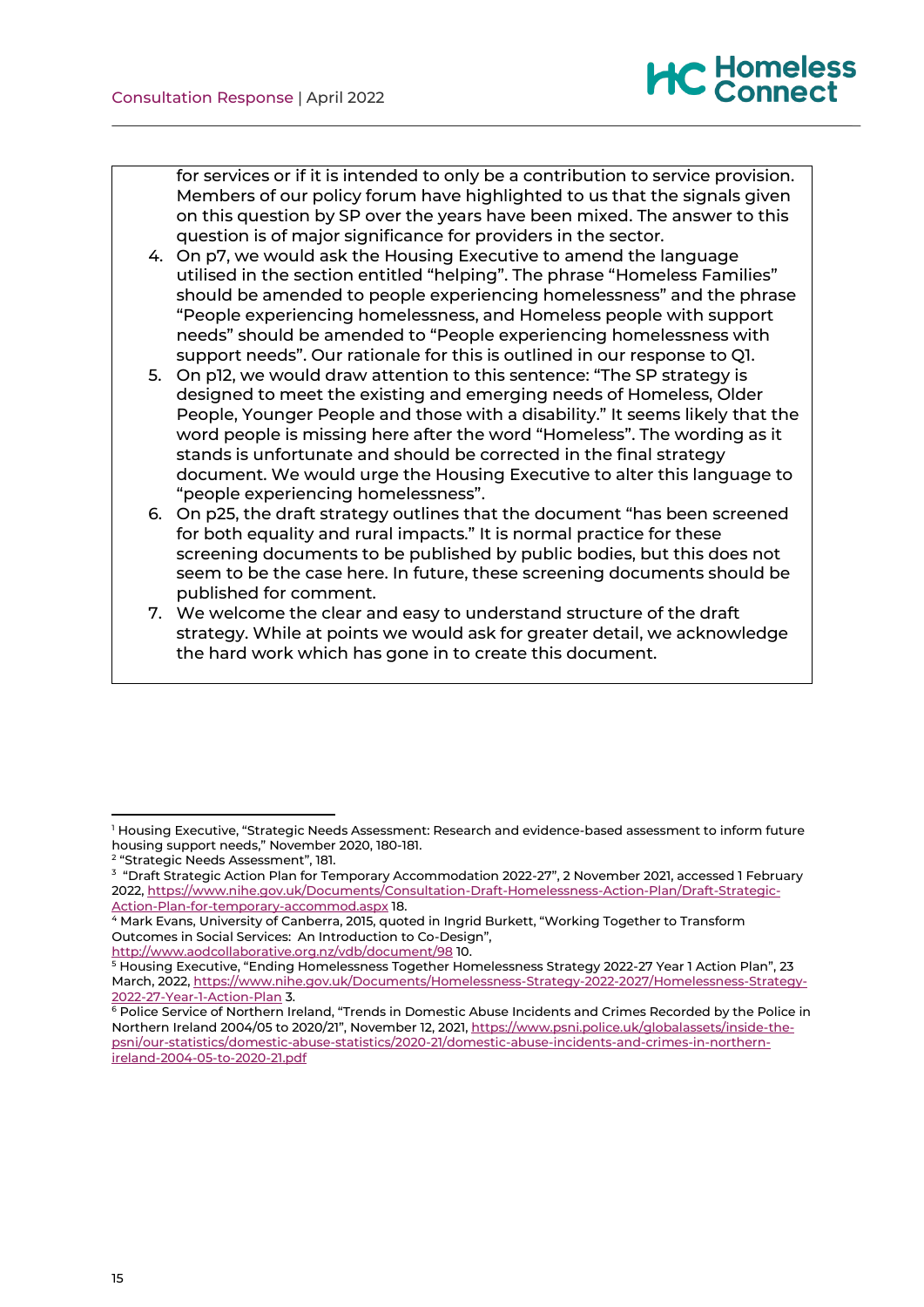for services or if it is intended to only be a contribution to service provision. Members of our policy forum have highlighted to us that the signals given on this question by SP over the years have been mixed. The answer to this question is of major significance for providers in the sector.

4. On p7, we would ask the Housing Executive to amend the language utilised in the section entitled "helping". The phrase "Homeless Families" should be amended to people experiencing homelessness" and the phrase "People experiencing homelessness, and Homeless people with support needs" should be amended to "People experiencing homelessness with support needs". Our rationale for this is outlined in our response to Q1.
5. On p12, we would draw attention to this sentence: "The SP strategy is designed to meet the existing and emerging needs of Homeless, Older People, Younger People and those with a disability." It seems likely that the word people is missing here after the word "Homeless". The wording as it stands is unfortunate and should be corrected in the final strategy document. We would urge the Housing Executive to alter this language to "people experiencing homelessness".
6. On p25, the draft strategy outlines that the document "has been screened for both equality and rural impacts." It is normal practice for these screening documents to be published by public bodies, but this does not seem to be the case here. In future, these screening documents should be published for comment.
7. We welcome the clear and easy to understand structure of the draft strategy. While at points we would ask for greater detail, we acknowledge the hard work which has gone in to create this document.

---

[1] Housing Executive, "Strategic Needs Assessment: Research and evidence-based assessment to inform future housing support needs," November 2020, 180-181.

[2] "Strategic Needs Assessment", 181.

[3] "Draft Strategic Action Plan for Temporary Accommodation 2022-27", 2 November 2021, accessed 1 February 2022, https://www.nihe.gov.uk/Documents/Consultation-Draft-Homelessness-Action-Plan/Draft-Strategic-Action-Plan-for-temporary-accommod.aspx 18.

[4] Mark Evans, University of Canberra, 2015, quoted in Ingrid Burkett, "Working Together to Transform Outcomes in Social Services: An Introduction to Co-Design", http://www.aodcollaborative.org.nz/vdb/document/98 10.

[5] Housing Executive, "Ending Homelessness Together Homelessness Strategy 2022-27 Year 1 Action Plan", 23 March, 2022, https://www.nihe.gov.uk/Documents/Homelessness-Strategy-2022-2027/Homelessness-Strategy-2022-27-Year-1-Action-Plan 3.

[6] Police Service of Northern Ireland, "Trends in Domestic Abuse Incidents and Crimes Recorded by the Police in Northern Ireland 2004/05 to 2020/21", November 12, 2021, https://www.psni.police.uk/globalassets/inside-the-psni/our-statistics/domestic-abuse-statistics/2020-21/domestic-abuse-incidents-and-crimes-in-northern-ireland-2004-05-to-2020-21.pdf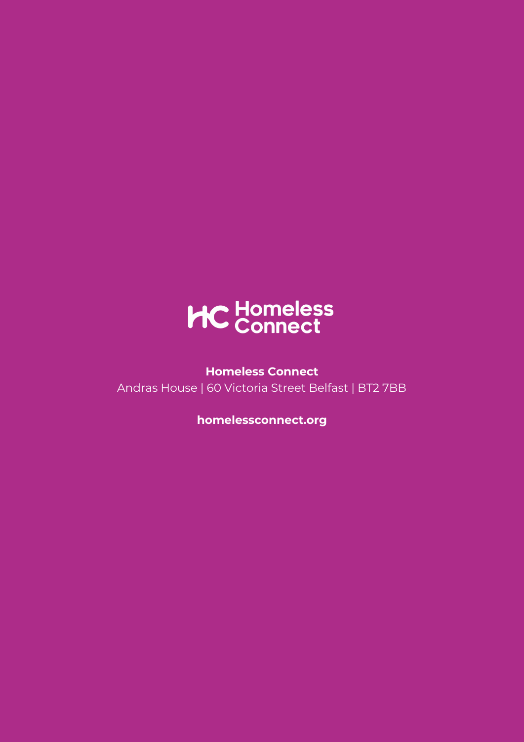HC Homeless Connect

**Homeless Connect**
Andras House | 60 Victoria Street Belfast | BT2 7BB

**homelessconnect.org**